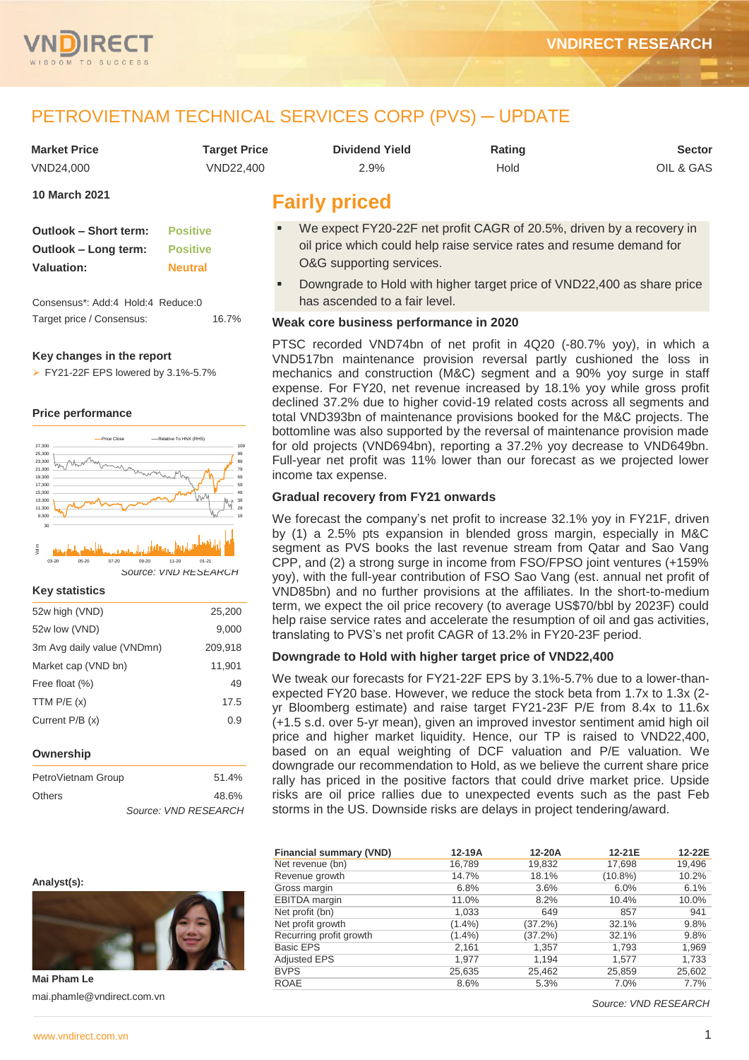# PETROVIETNAM TECHNICAL SERVICES CORP (PVS) – UPDATE

| Market Price | Target Price | Dividend Yield | Rating | Sector |
|---|---|---|---|---|
| VND24,000 | VND22,400 | 2.9% | Hold | OIL & GAS |

**10 March 2021**

| | |
|---|---|
| **Outlook – Short term:** | Positive |
| **Outlook – Long term:** | Positive |
| **Valuation:** | Neutral |

Consensus*: Add:4 Hold:4 Reduce:0

Target price / Consensus: 16.7%

### Key changes in the report

- FY21-22F EPS lowered by 3.1%-5.7%

### Price performance

Source: VND RESEARCH

### Key statistics

| | |
|---|---|
| 52w high (VND) | 25,200 |
| 52w low (VND) | 9,000 |
| 3m Avg daily value (VNDmn) | 209,918 |
| Market cap (VND bn) | 11,901 |
| Free float (%) | 49 |
| TTM P/E (x) | 17.5 |
| Current P/B (x) | 0.9 |

### Ownership

| | |
|---|---|
| PetroVietnam Group | 51.4% |
| Others | 48.6% |

Source: VND RESEARCH

**Analyst(s):**

**Mai Pham Le**

mai.phamle@vndirect.com.vn

## Fairly priced

- We expect FY20-22F net profit CAGR of 20.5%, driven by a recovery in oil price which could help raise service rates and resume demand for O&G supporting services.
- Downgrade to Hold with higher target price of VND22,400 as share price has ascended to a fair level.

### Weak core business performance in 2020

PTSC recorded VND74bn of net profit in 4Q20 (-80.7% yoy), in which a VND517bn maintenance provision reversal partly cushioned the loss in mechanics and construction (M&C) segment and a 90% yoy surge in staff expense. For FY20, net revenue increased by 18.1% yoy while gross profit declined 37.2% due to higher covid-19 related costs across all segments and total VND393bn of maintenance provisions booked for the M&C projects. The bottomline was also supported by the reversal of maintenance provision made for old projects (VND694bn), reporting a 37.2% yoy decrease to VND649bn. Full-year net profit was 11% lower than our forecast as we projected lower income tax expense.

### Gradual recovery from FY21 onwards

We forecast the company's net profit to increase 32.1% yoy in FY21F, driven by (1) a 2.5% pts expansion in blended gross margin, especially in M&C segment as PVS books the last revenue stream from Qatar and Sao Vang CPP, and (2) a strong surge in income from FSO/FPSO joint ventures (+159% yoy), with the full-year contribution of FSO Sao Vang (est. annual net profit of VND85bn) and no further provisions at the affiliates. In the short-to-medium term, we expect the oil price recovery (to average US$70/bbl by 2023F) could help raise service rates and accelerate the resumption of oil and gas activities, translating to PVS's net profit CAGR of 13.2% in FY20-23F period.

### Downgrade to Hold with higher target price of VND22,400

We tweak our forecasts for FY21-22F EPS by 3.1%-5.7% due to a lower-than-expected FY20 base. However, we reduce the stock beta from 1.7x to 1.3x (2-yr Bloomberg estimate) and raise target FY21-23F P/E from 8.4x to 11.6x (+1.5 s.d. over 5-yr mean), given an improved investor sentiment amid high oil price and higher market liquidity. Hence, our TP is raised to VND22,400, based on an equal weighting of DCF valuation and P/E valuation. We downgrade our recommendation to Hold, as we believe the current share price rally has priced in the positive factors that could drive market price. Upside risks are oil price rallies due to unexpected events such as the past Feb storms in the US. Downside risks are delays in project tendering/award.

| Financial summary (VND) | 12-19A | 12-20A | 12-21E | 12-22E |
|---|---|---|---|---|
| Net revenue (bn) | 16,789 | 19,832 | 17,698 | 19,496 |
| Revenue growth | 14.7% | 18.1% | (10.8%) | 10.2% |
| Gross margin | 6.8% | 3.6% | 6.0% | 6.1% |
| EBITDA margin | 11.0% | 8.2% | 10.4% | 10.0% |
| Net profit (bn) | 1,033 | 649 | 857 | 941 |
| Net profit growth | (1.4%) | (37.2%) | 32.1% | 9.8% |
| Recurring profit growth | (1.4%) | (37.2%) | 32.1% | 9.8% |
| Basic EPS | 2,161 | 1,357 | 1,793 | 1,969 |
| Adjusted EPS | 1,977 | 1,194 | 1,577 | 1,733 |
| BVPS | 25,635 | 25,462 | 25,859 | 25,602 |
| ROAE | 8.6% | 5.3% | 7.0% | 7.7% |

Source: VND RESEARCH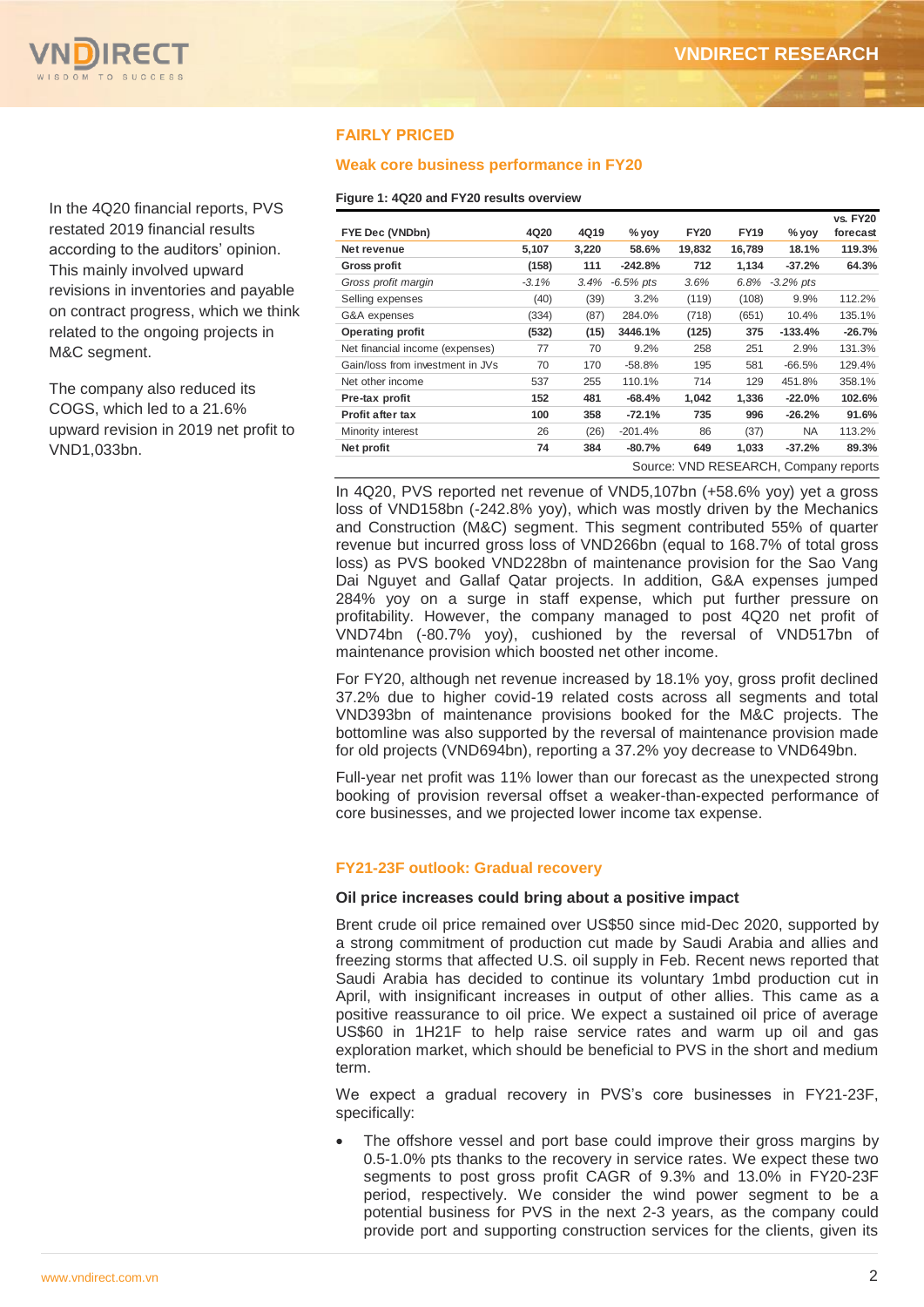## FAIRLY PRICED

### Weak core business performance in FY20

In the 4Q20 financial reports, PVS restated 2019 financial results according to the auditors' opinion. This mainly involved upward revisions in inventories and payable on contract progress, which we think related to the ongoing projects in M&C segment.

The company also reduced its COGS, which led to a 21.6% upward revision in 2019 net profit to VND1,033bn.

**Figure 1: 4Q20 and FY20 results overview**

| FYE Dec (VNDbn) | 4Q20 | 4Q19 | % yoy | FY20 | FY19 | % yoy | vs. FY20 forecast |
|---|---|---|---|---|---|---|---|
| **Net revenue** | **5,107** | **3,220** | **58.6%** | **19,832** | **16,789** | **18.1%** | **119.3%** |
| **Gross profit** | **(158)** | **111** | **-242.8%** | **712** | **1,134** | **-37.2%** | **64.3%** |
| *Gross profit margin* | *-3.1%* | *3.4%* | *-6.5% pts* | *3.6%* | *6.8%* | *-3.2% pts* | |
| Selling expenses | (40) | (39) | 3.2% | (119) | (108) | 9.9% | 112.2% |
| G&A expenses | (334) | (87) | 284.0% | (718) | (651) | 10.4% | 135.1% |
| **Operating profit** | **(532)** | **(15)** | **3446.1%** | **(125)** | **375** | **-133.4%** | **-26.7%** |
| Net financial income (expenses) | 77 | 70 | 9.2% | 258 | 251 | 2.9% | 131.3% |
| Gain/loss from investment in JVs | 70 | 170 | -58.8% | 195 | 581 | -66.5% | 129.4% |
| Net other income | 537 | 255 | 110.1% | 714 | 129 | 451.8% | 358.1% |
| **Pre-tax profit** | **152** | **481** | **-68.4%** | **1,042** | **1,336** | **-22.0%** | **102.6%** |
| **Profit after tax** | **100** | **358** | **-72.1%** | **735** | **996** | **-26.2%** | **91.6%** |
| Minority interest | 26 | (26) | -201.4% | 86 | (37) | NA | 113.2% |
| **Net profit** | **74** | **384** | **-80.7%** | **649** | **1,033** | **-37.2%** | **89.3%** |

Source: VND RESEARCH, Company reports

In 4Q20, PVS reported net revenue of VND5,107bn (+58.6% yoy) yet a gross loss of VND158bn (-242.8% yoy), which was mostly driven by the Mechanics and Construction (M&C) segment. This segment contributed 55% of quarter revenue but incurred gross loss of VND266bn (equal to 168.7% of total gross loss) as PVS booked VND228bn of maintenance provision for the Sao Vang Dai Nguyet and Gallaf Qatar projects. In addition, G&A expenses jumped 284% yoy on a surge in staff expense, which put further pressure on profitability. However, the company managed to post 4Q20 net profit of VND74bn (-80.7% yoy), cushioned by the reversal of VND517bn of maintenance provision which boosted net other income.

For FY20, although net revenue increased by 18.1% yoy, gross profit declined 37.2% due to higher covid-19 related costs across all segments and total VND393bn of maintenance provisions booked for the M&C projects. The bottomline was also supported by the reversal of maintenance provision made for old projects (VND694bn), reporting a 37.2% yoy decrease to VND649bn.

Full-year net profit was 11% lower than our forecast as the unexpected strong booking of provision reversal offset a weaker-than-expected performance of core businesses, and we projected lower income tax expense.

### FY21-23F outlook: Gradual recovery

**Oil price increases could bring about a positive impact**

Brent crude oil price remained over US$50 since mid-Dec 2020, supported by a strong commitment of production cut made by Saudi Arabia and allies and freezing storms that affected U.S. oil supply in Feb. Recent news reported that Saudi Arabia has decided to continue its voluntary 1mbd production cut in April, with insignificant increases in output of other allies. This came as a positive reassurance to oil price. We expect a sustained oil price of average US$60 in 1H21F to help raise service rates and warm up oil and gas exploration market, which should be beneficial to PVS in the short and medium term.

We expect a gradual recovery in PVS's core businesses in FY21-23F, specifically:

- The offshore vessel and port base could improve their gross margins by 0.5-1.0% pts thanks to the recovery in service rates. We expect these two segments to post gross profit CAGR of 9.3% and 13.0% in FY20-23F period, respectively. We consider the wind power segment to be a potential business for PVS in the next 2-3 years, as the company could provide port and supporting construction services for the clients, given its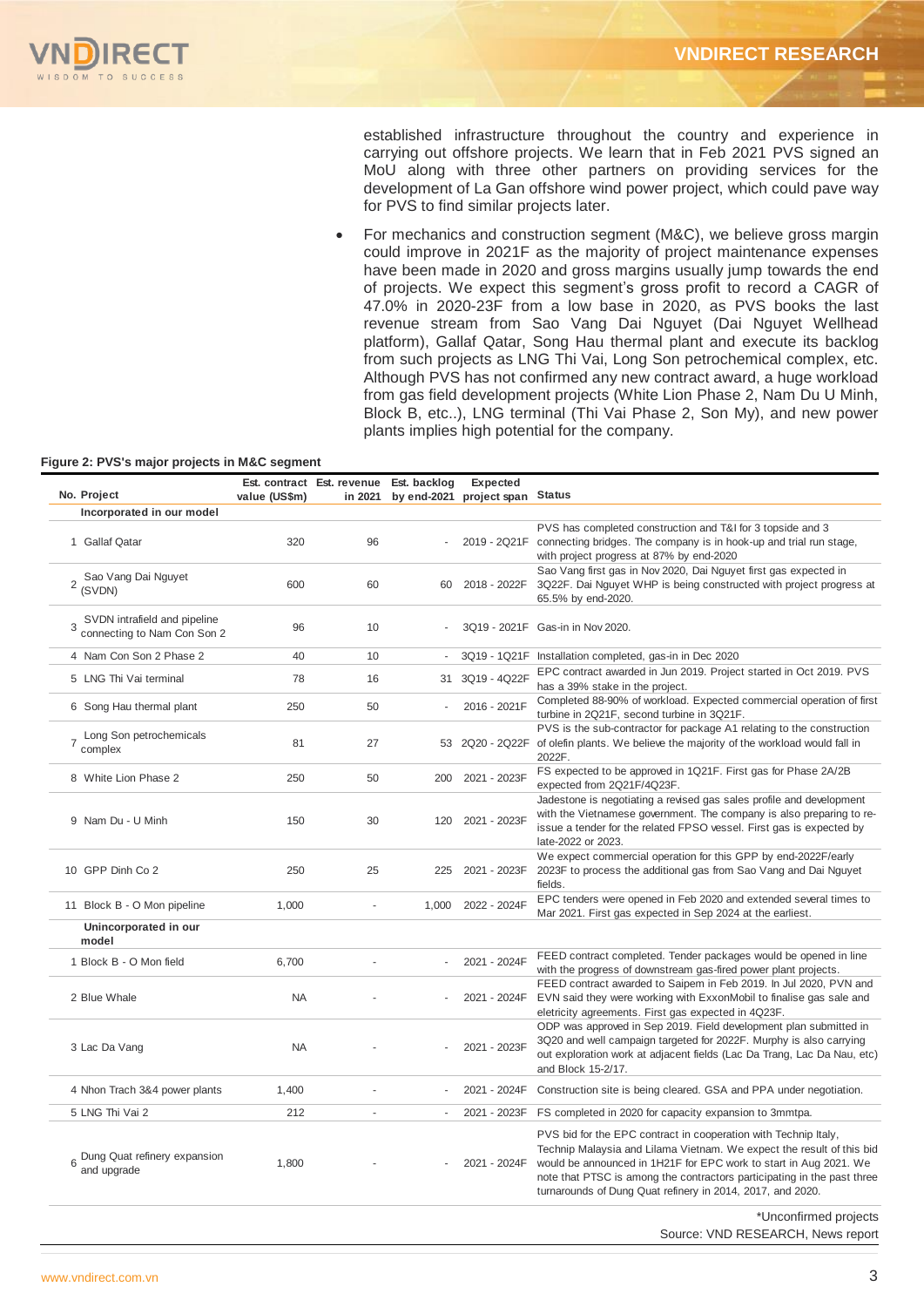established infrastructure throughout the country and experience in carrying out offshore projects. We learn that in Feb 2021 PVS signed an MoU along with three other partners on providing services for the development of La Gan offshore wind power project, which could pave way for PVS to find similar projects later.

- For mechanics and construction segment (M&C), we believe gross margin could improve in 2021F as the majority of project maintenance expenses have been made in 2020 and gross margins usually jump towards the end of projects. We expect this segment's gross profit to record a CAGR of 47.0% in 2020-23F from a low base in 2020, as PVS books the last revenue stream from Sao Vang Dai Nguyet (Dai Nguyet Wellhead platform), Gallaf Qatar, Song Hau thermal plant and execute its backlog from such projects as LNG Thi Vai, Long Son petrochemical complex, etc. Although PVS has not confirmed any new contract award, a huge workload from gas field development projects (White Lion Phase 2, Nam Du U Minh, Block B, etc..), LNG terminal (Thi Vai Phase 2, Son My), and new power plants implies high potential for the company.

**Figure 2: PVS's major projects in M&C segment**

| No. | Project | Est. contract value (US$m) | Est. revenue in 2021 | Est. backlog by end-2021 | Expected project span | Status |
|---|---|---|---|---|---|---|
| | **Incorporated in our model** | | | | | |
| 1 | Gallaf Qatar | 320 | 96 | - | 2019 - 2Q21F | PVS has completed construction and T&I for 3 topside and 3 connecting bridges. The company is in hook-up and trial run stage, with project progress at 87% by end-2020 |
| 2 | Sao Vang Dai Nguyet (SVDN) | 600 | 60 | 60 | 2018 - 2022F | Sao Vang first gas in Nov 2020, Dai Nguyet first gas expected in 3Q22F. Dai Nguyet WHP is being constructed with project progress at 65.5% by end-2020. |
| 3 | SVDN intrafield and pipeline connecting to Nam Con Son 2 | 96 | 10 | - | 3Q19 - 2021F | Gas-in in Nov 2020. |
| 4 | Nam Con Son 2 Phase 2 | 40 | 10 | - | 3Q19 - 1Q21F | Installation completed, gas-in in Dec 2020 |
| 5 | LNG Thi Vai terminal | 78 | 16 | 31 | 3Q19 - 4Q22F | EPC contract awarded in Jun 2019. Project started in Oct 2019. PVS has a 39% stake in the project. |
| 6 | Song Hau thermal plant | 250 | 50 | - | 2016 - 2021F | Completed 88-90% of workload. Expected commercial operation of first turbine in 2Q21F, second turbine in 3Q21F. |
| 7 | Long Son petrochemicals complex | 81 | 27 | 53 | 2Q20 - 2Q22F | PVS is the sub-contractor for package A1 relating to the construction of olefin plants. We believe the majority of the workload would fall in 2022F. |
| 8 | White Lion Phase 2 | 250 | 50 | 200 | 2021 - 2023F | FS expected to be approved in 1Q21F. First gas for Phase 2A/2B expected from 2Q21F/4Q23F. |
| 9 | Nam Du - U Minh | 150 | 30 | 120 | 2021 - 2023F | Jadestone is negotiating a revised gas sales profile and development with the Vietnamese government. The company is also preparing to re-issue a tender for the related FPSO vessel. First gas is expected by late-2022 or 2023. |
| 10 | GPP Dinh Co 2 | 250 | 25 | 225 | 2021 - 2023F | We expect commercial operation for this GPP by end-2022F/early 2023F to process the additional gas from Sao Vang and Dai Nguyet fields. |
| 11 | Block B - O Mon pipeline | 1,000 | - | 1,000 | 2022 - 2024F | EPC tenders were opened in Feb 2020 and extended several times to Mar 2021. First gas expected in Sep 2024 at the earliest. |
| | **Unincorporated in our model** | | | | | |
| 1 | Block B - O Mon field | 6,700 | - | - | 2021 - 2024F | FEED contract completed. Tender packages would be opened in line with the progress of downstream gas-fired power plant projects. |
| 2 | Blue Whale | NA | - | - | 2021 - 2024F | FEED contract awarded to Saipem in Feb 2019. In Jul 2020, PVN and EVN said they were working with ExxonMobil to finalise gas sale and eletricity agreements. First gas expected in 4Q23F. |
| 3 | Lac Da Vang | NA | - | - | 2021 - 2023F | ODP was approved in Sep 2019. Field development plan submitted in 3Q20 and well campaign targeted for 2022F. Murphy is also carrying out exploration work at adjacent fields (Lac Da Trang, Lac Da Nau, etc) and Block 15-2/17. |
| 4 | Nhon Trach 3&4 power plants | 1,400 | - | - | 2021 - 2024F | Construction site is being cleared. GSA and PPA under negotiation. |
| 5 | LNG Thi Vai 2 | 212 | - | - | 2021 - 2023F | FS completed in 2020 for capacity expansion to 3mmtpa. |
| 6 | Dung Quat refinery expansion and upgrade | 1,800 | - | - | 2021 - 2024F | PVS bid for the EPC contract in cooperation with Technip Italy, Technip Malaysia and Lilama Vietnam. We expect the result of this bid would be announced in 1H21F for EPC work to start in Aug 2021. We note that PTSC is among the contractors participating in the past three turnarounds of Dung Quat refinery in 2014, 2017, and 2020. |

*Unconfirmed projects

Source: VND RESEARCH, News report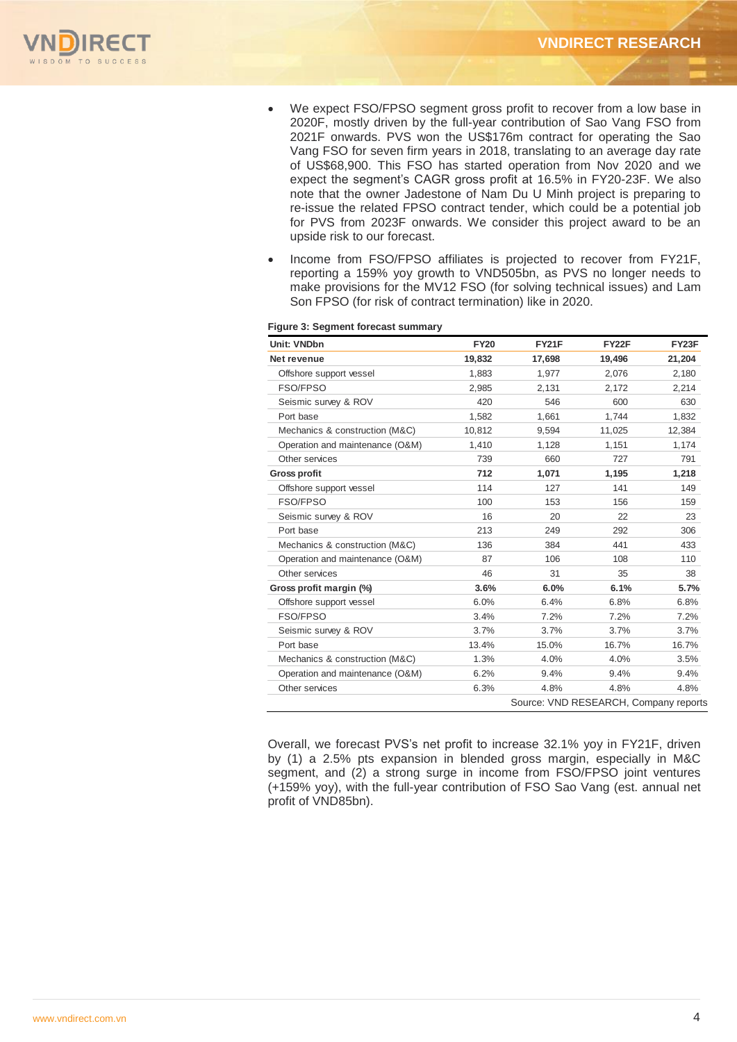- We expect FSO/FPSO segment gross profit to recover from a low base in 2020F, mostly driven by the full-year contribution of Sao Vang FSO from 2021F onwards. PVS won the US$176m contract for operating the Sao Vang FSO for seven firm years in 2018, translating to an average day rate of US$68,900. This FSO has started operation from Nov 2020 and we expect the segment's CAGR gross profit at 16.5% in FY20-23F. We also note that the owner Jadestone of Nam Du U Minh project is preparing to re-issue the related FPSO contract tender, which could be a potential job for PVS from 2023F onwards. We consider this project award to be an upside risk to our forecast.
- Income from FSO/FPSO affiliates is projected to recover from FY21F, reporting a 159% yoy growth to VND505bn, as PVS no longer needs to make provisions for the MV12 FSO (for solving technical issues) and Lam Son FPSO (for risk of contract termination) like in 2020.

**Figure 3: Segment forecast summary**

| Unit: VNDbn | FY20 | FY21F | FY22F | FY23F |
|---|---|---|---|---|
| **Net revenue** | **19,832** | **17,698** | **19,496** | **21,204** |
| Offshore support vessel | 1,883 | 1,977 | 2,076 | 2,180 |
| FSO/FPSO | 2,985 | 2,131 | 2,172 | 2,214 |
| Seismic survey & ROV | 420 | 546 | 600 | 630 |
| Port base | 1,582 | 1,661 | 1,744 | 1,832 |
| Mechanics & construction (M&C) | 10,812 | 9,594 | 11,025 | 12,384 |
| Operation and maintenance (O&M) | 1,410 | 1,128 | 1,151 | 1,174 |
| Other services | 739 | 660 | 727 | 791 |
| **Gross profit** | **712** | **1,071** | **1,195** | **1,218** |
| Offshore support vessel | 114 | 127 | 141 | 149 |
| FSO/FPSO | 100 | 153 | 156 | 159 |
| Seismic survey & ROV | 16 | 20 | 22 | 23 |
| Port base | 213 | 249 | 292 | 306 |
| Mechanics & construction (M&C) | 136 | 384 | 441 | 433 |
| Operation and maintenance (O&M) | 87 | 106 | 108 | 110 |
| Other services | 46 | 31 | 35 | 38 |
| **Gross profit margin (%)** | **3.6%** | **6.0%** | **6.1%** | **5.7%** |
| Offshore support vessel | 6.0% | 6.4% | 6.8% | 6.8% |
| FSO/FPSO | 3.4% | 7.2% | 7.2% | 7.2% |
| Seismic survey & ROV | 3.7% | 3.7% | 3.7% | 3.7% |
| Port base | 13.4% | 15.0% | 16.7% | 16.7% |
| Mechanics & construction (M&C) | 1.3% | 4.0% | 4.0% | 3.5% |
| Operation and maintenance (O&M) | 6.2% | 9.4% | 9.4% | 9.4% |
| Other services | 6.3% | 4.8% | 4.8% | 4.8% |

Source: VND RESEARCH, Company reports

Overall, we forecast PVS's net profit to increase 32.1% yoy in FY21F, driven by (1) a 2.5% pts expansion in blended gross margin, especially in M&C segment, and (2) a strong surge in income from FSO/FPSO joint ventures (+159% yoy), with the full-year contribution of FSO Sao Vang (est. annual net profit of VND85bn).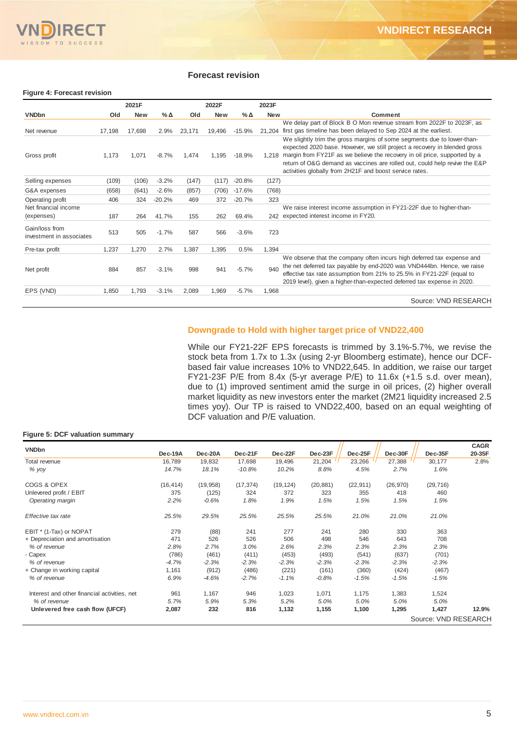## Forecast revision

**Figure 4: Forecast revision**

| VNDbn | 2021F Old | 2021F New | %Δ | 2022F Old | 2022F New | %Δ | 2023F New | Comment |
|---|---|---|---|---|---|---|---|---|
| Net revenue | 17,198 | 17,698 | 2.9% | 23,171 | 19,496 | -15.9% | 21,204 | We delay part of Block B O Mon revenue stream from 2022F to 2023F, as first gas timeline has been delayed to Sep 2024 at the earliest. |
| Gross profit | 1,173 | 1,071 | -8.7% | 1,474 | 1,195 | -18.9% | 1,218 | We slightly trim the gross margins of some segments due to lower-than-expected 2020 base. However, we still project a recovery in blended gross margin from FY21F as we believe the recovery in oil price, supported by a return of O&G demand as vaccines are rolled out, could help revive the E&P activities globally from 2H21F and boost service rates. |
| Selling expenses | (109) | (106) | -3.2% | (147) | (117) | -20.8% | (127) | |
| G&A expenses | (658) | (641) | -2.6% | (857) | (706) | -17.6% | (768) | |
| Operating profit | 406 | 324 | -20.2% | 469 | 372 | -20.7% | 323 | |
| Net financial income (expenses) | 187 | 264 | 41.7% | 155 | 262 | 69.4% | 242 | We raise interest income assumption in FY21-22F due to higher-than-expected interest income in FY20. |
| Gain/loss from investment in associates | 513 | 505 | -1.7% | 587 | 566 | -3.6% | 723 | |
| Pre-tax profit | 1,237 | 1,270 | 2.7% | 1,387 | 1,395 | 0.5% | 1,394 | |
| Net profit | 884 | 857 | -3.1% | 998 | 941 | -5.7% | 940 | We observe that the company often incurs high deferred tax expense and the net deferred tax payable by end-2020 was VND444bn. Hence, we raise effective tax rate assumption from 21% to 25.5% in FY21-22F (equal to 2019 level), given a higher-than-expected deferred tax expense in 2020. |
| EPS (VND) | 1,850 | 1,793 | -3.1% | 2,089 | 1,969 | -5.7% | 1,968 | |

Source: VND RESEARCH

### Downgrade to Hold with higher target price of VND22,400

While our FY21-22F EPS forecasts is trimmed by 3.1%-5.7%, we revise the stock beta from 1.7x to 1.3x (using 2-yr Bloomberg estimate), hence our DCF-based fair value increases 10% to VND22,645. In addition, we raise our target FY21-23F P/E from 8.4x (5-yr average P/E) to 11.6x (+1.5 s.d. over mean), due to (1) improved sentiment amid the surge in oil prices, (2) higher overall market liquidity as new investors enter the market (2M21 liquidity increased 2.5 times yoy). Our TP is raised to VND22,400, based on an equal weighting of DCF valuation and P/E valuation.

**Figure 5: DCF valuation summary**

| VNDbn | Dec-19A | Dec-20A | Dec-21F | Dec-22F | Dec-23F | Dec-25F | Dec-30F | Dec-35F | CAGR 20-35F |
|---|---|---|---|---|---|---|---|---|---|
| Total revenue | 16,789 | 19,832 | 17,698 | 19,496 | 21,204 | 23,266 | 27,388 | 30,177 | 2.8% |
| *% yoy* | *14.7%* | *18.1%* | *-10.8%* | *10.2%* | *8.8%* | *4.5%* | *2.7%* | *1.6%* | |
| COGS & OPEX | (16,414) | (19,958) | (17,374) | (19,124) | (20,881) | (22,911) | (26,970) | (29,716) | |
| Unlevered profit / EBIT | 375 | (125) | 324 | 372 | 323 | 355 | 418 | 460 | |
| *Operating margin* | *2.2%* | *-0.6%* | *1.8%* | *1.9%* | *1.5%* | *1.5%* | *1.5%* | *1.5%* | |
| *Effective tax rate* | *25.5%* | *29.5%* | *25.5%* | *25.5%* | *25.5%* | *21.0%* | *21.0%* | *21.0%* | |
| EBIT * (1-Tax) or NOPAT | 279 | (88) | 241 | 277 | 241 | 280 | 330 | 363 | |
| + Depreciation and amortisation | 471 | 526 | 526 | 506 | 498 | 546 | 643 | 708 | |
| *% of revenue* | *2.8%* | *2.7%* | *3.0%* | *2.6%* | *2.3%* | *2.3%* | *2.3%* | *2.3%* | |
| - Capex | (786) | (461) | (411) | (453) | (493) | (541) | (637) | (701) | |
| *% of revenue* | *-4.7%* | *-2.3%* | *-2.3%* | *-2.3%* | *-2.3%* | *-2.3%* | *-2.3%* | *-2.3%* | |
| + Change in working capital | 1,161 | (912) | (486) | (221) | (161) | (360) | (424) | (467) | |
| *% of revenue* | *6.9%* | *-4.6%* | *-2.7%* | *-1.1%* | *-0.8%* | *-1.5%* | *-1.5%* | *-1.5%* | |
| Interest and other financial activities, net | 961 | 1,167 | 946 | 1,023 | 1,071 | 1,175 | 1,383 | 1,524 | |
| *% of revenue* | *5.7%* | *5.9%* | *5.3%* | *5.2%* | *5.0%* | *5.0%* | *5.0%* | *5.0%* | |
| **Unlevered free cash flow (UFCF)** | **2,087** | **232** | **816** | **1,132** | **1,155** | **1,100** | **1,295** | **1,427** | **12.9%** |

Source: VND RESEARCH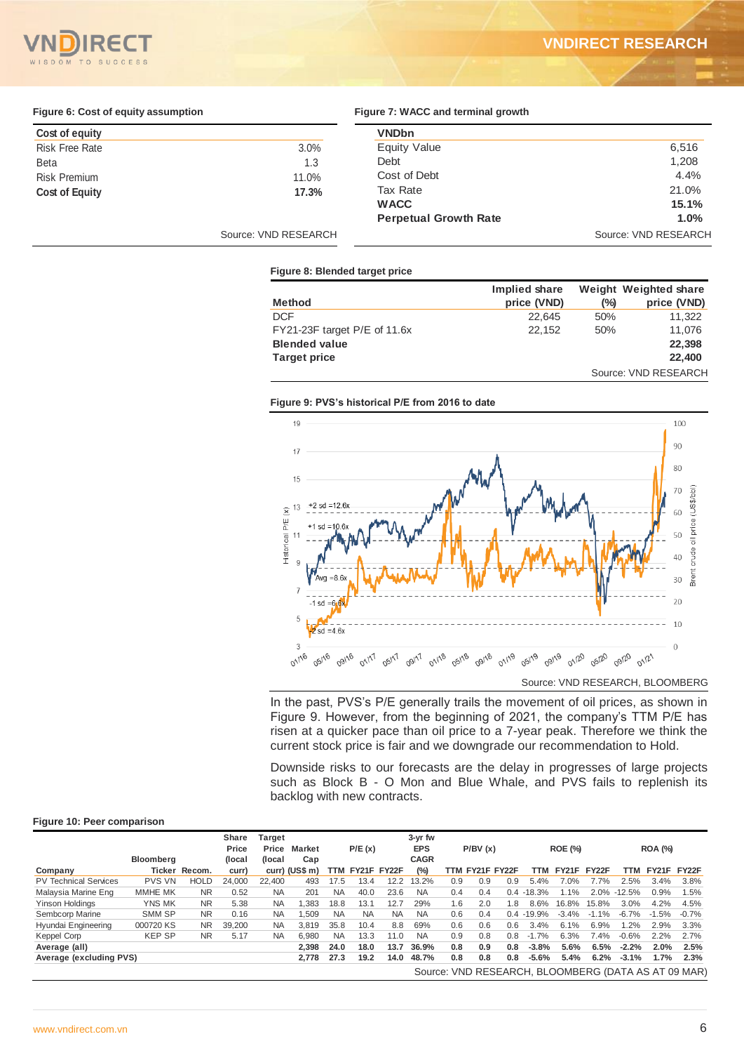**Figure 6: Cost of equity assumption**

| Cost of equity | |
|---|---|
| Risk Free Rate | 3.0% |
| Beta | 1.3 |
| Risk Premium | 11.0% |
| **Cost of Equity** | **17.3%** |

Source: VND RESEARCH

**Figure 7: WACC and terminal growth**

| VNDbn | |
|---|---|
| Equity Value | 6,516 |
| Debt | 1,208 |
| Cost of Debt | 4.4% |
| Tax Rate | 21.0% |
| **WACC** | **15.1%** |
| **Perpetual Growth Rate** | **1.0%** |

Source: VND RESEARCH

**Figure 8: Blended target price**

| Method | Implied share price (VND) | Weight (%) | Weighted share price (VND) |
|---|---|---|---|
| DCF | 22,645 | 50% | 11,322 |
| FY21-23F target P/E of 11.6x | 22,152 | 50% | 11,076 |
| **Blended value** | | | **22,398** |
| **Target price** | | | **22,400** |

Source: VND RESEARCH

**Figure 9: PVS's historical P/E from 2016 to date**

Source: VND RESEARCH, BLOOMBERG

In the past, PVS's P/E generally trails the movement of oil prices, as shown in Figure 9. However, from the beginning of 2021, the company's TTM P/E has risen at a quicker peak than oil price to a 7-year peak. Therefore we think the current stock price is fair and we downgrade our recommendation to Hold.

Downside risks to our forecasts are the delay in progresses of large projects such as Block B - O Mon and Blue Whale, and PVS fails to replenish its backlog with new contracts.

**Figure 10: Peer comparison**

| Company | Bloomberg Ticker | Recom. | Share Price (local curr) | Target Price (local curr) | Market Cap (US$ m) | P/E (x) TTM | P/E (x) FY21F | P/E (x) FY22F | 3-yr fw EPS CAGR (%) | P/BV (x) TTM | P/BV (x) FY21F | P/BV (x) FY22F | ROE (%) TTM | ROE (%) FY21F | ROE (%) FY22F | ROA (%) TTM | ROA (%) FY21F | ROA (%) FY22F |
|---|---|---|---|---|---|---|---|---|---|---|---|---|---|---|---|---|---|---|
| PV Technical Services | PVS VN | HOLD | 24,000 | 22,400 | 493 | 17.5 | 13.4 | 12.2 | 13.2% | 0.9 | 0.9 | 0.9 | 5.4% | 7.0% | 7.7% | 2.5% | 3.4% | 3.8% |
| Malaysia Marine Eng | MMHE MK | NR | 0.52 | NA | 201 | NA | 40.0 | 23.6 | NA | 0.4 | 0.4 | 0.4 | -18.3% | 1.1% | 2.0% | -12.5% | 0.9% | 1.5% |
| Yinson Holdings | YNS MK | NR | 5.38 | NA | 1,383 | 18.8 | 13.1 | 12.7 | 29% | 1.6 | 2.0 | 1.8 | 8.6% | 16.8% | 15.8% | 3.0% | 4.2% | 4.5% |
| Sembcorp Marine | SMM SP | NR | 0.16 | NA | 1,509 | NA | NA | NA | NA | 0.6 | 0.4 | 0.4 | -19.9% | -3.4% | -1.1% | -6.7% | -1.5% | -0.7% |
| Hyundai Engineering | 000720 KS | NR | 39,200 | NA | 3,819 | 35.8 | 10.4 | 8.8 | 69% | 0.6 | 0.6 | 0.6 | 3.4% | 6.1% | 6.9% | 1.2% | 2.9% | 3.3% |
| Keppel Corp | KEP SP | NR | 5.17 | NA | 6,980 | NA | 13.3 | 11.0 | NA | 0.9 | 0.8 | 0.8 | -1.7% | 6.3% | 7.4% | -0.6% | 2.2% | 2.7% |
| **Average (all)** | | | | | **2,398** | **24.0** | **18.0** | **13.7** | **36.9%** | **0.8** | **0.9** | **0.8** | **-3.8%** | **5.6%** | **6.5%** | **-2.2%** | **2.0%** | **2.5%** |
| **Average (excluding PVS)** | | | | | **2,778** | **27.3** | **19.2** | **14.0** | **48.7%** | **0.8** | **0.8** | **0.8** | **-5.6%** | **5.4%** | **6.2%** | **-3.1%** | **1.7%** | **2.3%** |

Source: VND RESEARCH, BLOOMBERG (DATA AS AT 09 MAR)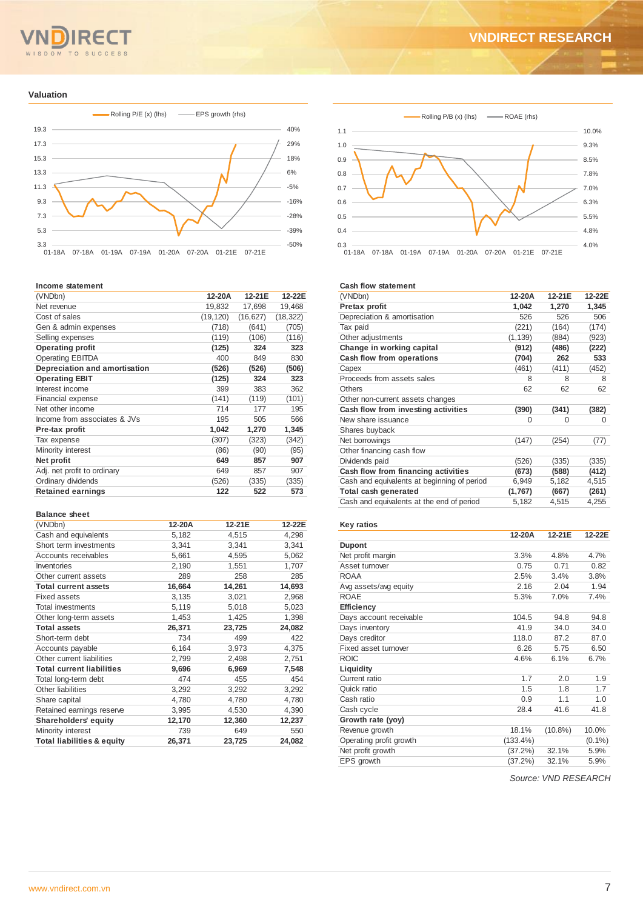## Valuation

Rolling P/E (x) (lhs) — EPS growth (rhs)

Rolling P/B (x) (lhs) — ROAE (rhs)

### Income statement

| (VNDbn) | 12-20A | 12-21E | 12-22E |
|---|---|---|---|
| Net revenue | 19,832 | 17,698 | 19,468 |
| Cost of sales | (19,120) | (16,627) | (18,322) |
| Gen & admin expenses | (718) | (641) | (705) |
| Selling expenses | (119) | (106) | (116) |
| **Operating profit** | **(125)** | **324** | **323** |
| Operating EBITDA | 400 | 849 | 830 |
| **Depreciation and amortisation** | **(526)** | **(526)** | **(506)** |
| **Operating EBIT** | **(125)** | **324** | **323** |
| Interest income | 399 | 383 | 362 |
| Financial expense | (141) | (119) | (101) |
| Net other income | 714 | 177 | 195 |
| Income from associates & JVs | 195 | 505 | 566 |
| **Pre-tax profit** | **1,042** | **1,270** | **1,345** |
| Tax expense | (307) | (323) | (342) |
| Minority interest | (86) | (90) | (95) |
| **Net profit** | **649** | **857** | **907** |
| Adj. net profit to ordinary | 649 | 857 | 907 |
| Ordinary dividends | (526) | (335) | (335) |
| **Retained earnings** | **122** | **522** | **573** |

### Balance sheet

| (VNDbn) | 12-20A | 12-21E | 12-22E |
|---|---|---|---|
| Cash and equivalents | 5,182 | 4,515 | 4,298 |
| Short term investments | 3,341 | 3,341 | 3,341 |
| Accounts receivables | 5,661 | 4,595 | 5,062 |
| Inventories | 2,190 | 1,551 | 1,707 |
| Other current assets | 289 | 258 | 285 |
| **Total current assets** | **16,664** | **14,261** | **14,693** |
| Fixed assets | 3,135 | 3,021 | 2,968 |
| Total investments | 5,119 | 5,018 | 5,023 |
| Other long-term assets | 1,453 | 1,425 | 1,398 |
| **Total assets** | **26,371** | **23,725** | **24,082** |
| Short-term debt | 734 | 499 | 422 |
| Accounts payable | 6,164 | 3,973 | 4,375 |
| Other current liabilities | 2,799 | 2,498 | 2,751 |
| **Total current liabilities** | **9,696** | **6,969** | **7,548** |
| Total long-term debt | 474 | 455 | 454 |
| Other liabilities | 3,292 | 3,292 | 3,292 |
| Share capital | 4,780 | 4,780 | 4,780 |
| Retained earnings reserve | 3,995 | 4,530 | 4,390 |
| **Shareholders' equity** | **12,170** | **12,360** | **12,237** |
| Minority interest | 739 | 649 | 550 |
| **Total liabilities & equity** | **26,371** | **23,725** | **24,082** |

### Cash flow statement

| (VNDbn) | 12-20A | 12-21E | 12-22E |
|---|---|---|---|
| **Pretax profit** | **1,042** | **1,270** | **1,345** |
| Depreciation & amortisation | 526 | 526 | 506 |
| Tax paid | (221) | (164) | (174) |
| Other adjustments | (1,139) | (884) | (923) |
| **Change in working capital** | **(912)** | **(486)** | **(222)** |
| **Cash flow from operations** | **(704)** | **262** | **533** |
| Capex | (461) | (411) | (452) |
| Proceeds from assets sales | 8 | 8 | 8 |
| Others | 62 | 62 | 62 |
| Other non-current assets changes | | | |
| **Cash flow from investing activities** | **(390)** | **(341)** | **(382)** |
| New share issuance | 0 | 0 | 0 |
| Shares buyback | | | |
| Net borrowings | (147) | (254) | (77) |
| Other financing cash flow | | | |
| Dividends paid | (526) | (335) | (335) |
| **Cash flow from financing activities** | **(673)** | **(588)** | **(412)** |
| Cash and equivalents at beginning of period | 6,949 | 5,182 | 4,515 |
| **Total cash generated** | **(1,767)** | **(667)** | **(261)** |
| Cash and equivalents at the end of period | 5,182 | 4,515 | 4,255 |

### Key ratios

| | 12-20A | 12-21E | 12-22E |
|---|---|---|---|
| **Dupont** | | | |
| Net profit margin | 3.3% | 4.8% | 4.7% |
| Asset turnover | 0.75 | 0.71 | 0.82 |
| ROAA | 2.5% | 3.4% | 3.8% |
| Avg assets/avg equity | 2.16 | 2.04 | 1.94 |
| ROAE | 5.3% | 7.0% | 7.4% |
| **Efficiency** | | | |
| Days account receivable | 104.5 | 94.8 | 94.8 |
| Days inventory | 41.9 | 34.0 | 34.0 |
| Days creditor | 118.0 | 87.2 | 87.0 |
| Fixed asset turnover | 6.26 | 5.75 | 6.50 |
| ROIC | 4.6% | 6.1% | 6.7% |
| **Liquidity** | | | |
| Current ratio | 1.7 | 2.0 | 1.9 |
| Quick ratio | 1.5 | 1.8 | 1.7 |
| Cash ratio | 0.9 | 1.1 | 1.0 |
| Cash cycle | 28.4 | 41.6 | 41.8 |
| **Growth rate (yoy)** | | | |
| Revenue growth | 18.1% | (10.8%) | 10.0% |
| Operating profit growth | (133.4%) | | (0.1%) |
| Net profit growth | (37.2%) | 32.1% | 5.9% |
| EPS growth | (37.2%) | 32.1% | 5.9% |

*Source: VND RESEARCH*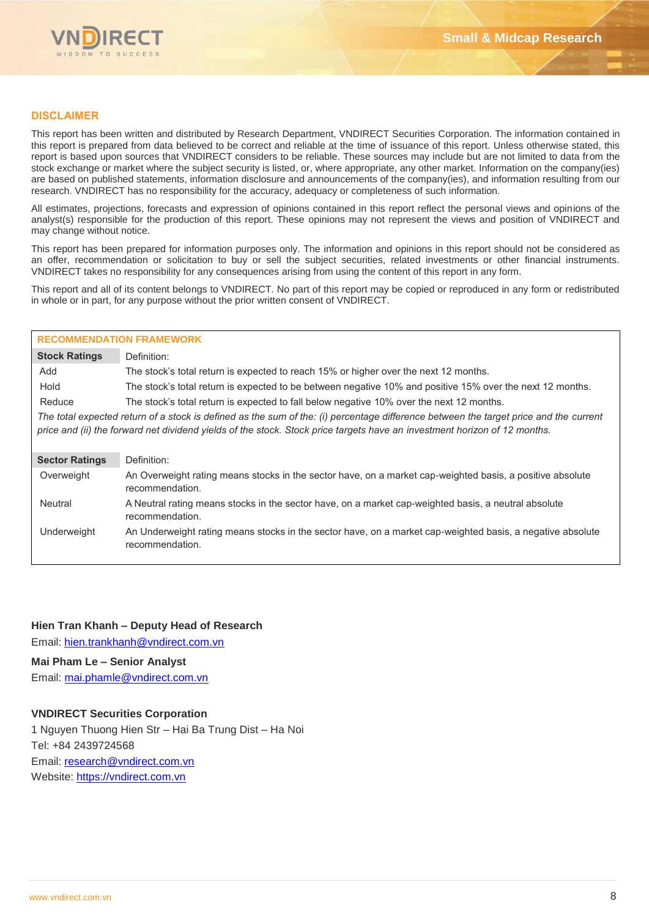## DISCLAIMER

This report has been written and distributed by Research Department, VNDIRECT Securities Corporation. The information contained in this report is prepared from data believed to be correct and reliable at the time of issuance of this report. Unless otherwise stated, this report is based upon sources that VNDIRECT considers to be reliable. These sources may include but are not limited to data from the stock exchange or market where the subject security is listed, or, where appropriate, any other market. Information on the company(ies) are based on published statements, information disclosure and announcements of the company(ies), and information resulting from our research. VNDIRECT has no responsibility for the accuracy, adequacy or completeness of such information.

All estimates, projections, forecasts and expression of opinions contained in this report reflect the personal views and opinions of the analyst(s) responsible for the production of this report. These opinions may not represent the views and position of VNDIRECT and may change without notice.

This report has been prepared for information purposes only. The information and opinions in this report should not be considered as an offer, recommendation or solicitation to buy or sell the subject securities, related investments or other financial instruments. VNDIRECT takes no responsibility for any consequences arising from using the content of this report in any form.

This report and all of its content belongs to VNDIRECT. No part of this report may be copied or reproduced in any form or redistributed in whole or in part, for any purpose without the prior written consent of VNDIRECT.

### RECOMMENDATION FRAMEWORK

| Stock Ratings | Definition: |
|---|---|
| Add | The stock's total return is expected to reach 15% or higher over the next 12 months. |
| Hold | The stock's total return is expected to be between negative 10% and positive 15% over the next 12 months. |
| Reduce | The stock's total return is expected to fall below negative 10% over the next 12 months. |

*The total expected return of a stock is defined as the sum of the: (i) percentage difference between the target price and the current price and (ii) the forward net dividend yields of the stock. Stock price targets have an investment horizon of 12 months.*

| Sector Ratings | Definition: |
|---|---|
| Overweight | An Overweight rating means stocks in the sector have, on a market cap-weighted basis, a positive absolute recommendation. |
| Neutral | A Neutral rating means stocks in the sector have, on a market cap-weighted basis, a neutral absolute recommendation. |
| Underweight | An Underweight rating means stocks in the sector have, on a market cap-weighted basis, a negative absolute recommendation. |

**Hien Tran Khanh – Deputy Head of Research**
Email: hien.trankhanh@vndirect.com.vn

**Mai Pham Le – Senior Analyst**
Email: mai.phamle@vndirect.com.vn

**VNDIRECT Securities Corporation**
1 Nguyen Thuong Hien Str – Hai Ba Trung Dist – Ha Noi
Tel: +84 2439724568
Email: research@vndirect.com.vn
Website: https://vndirect.com.vn